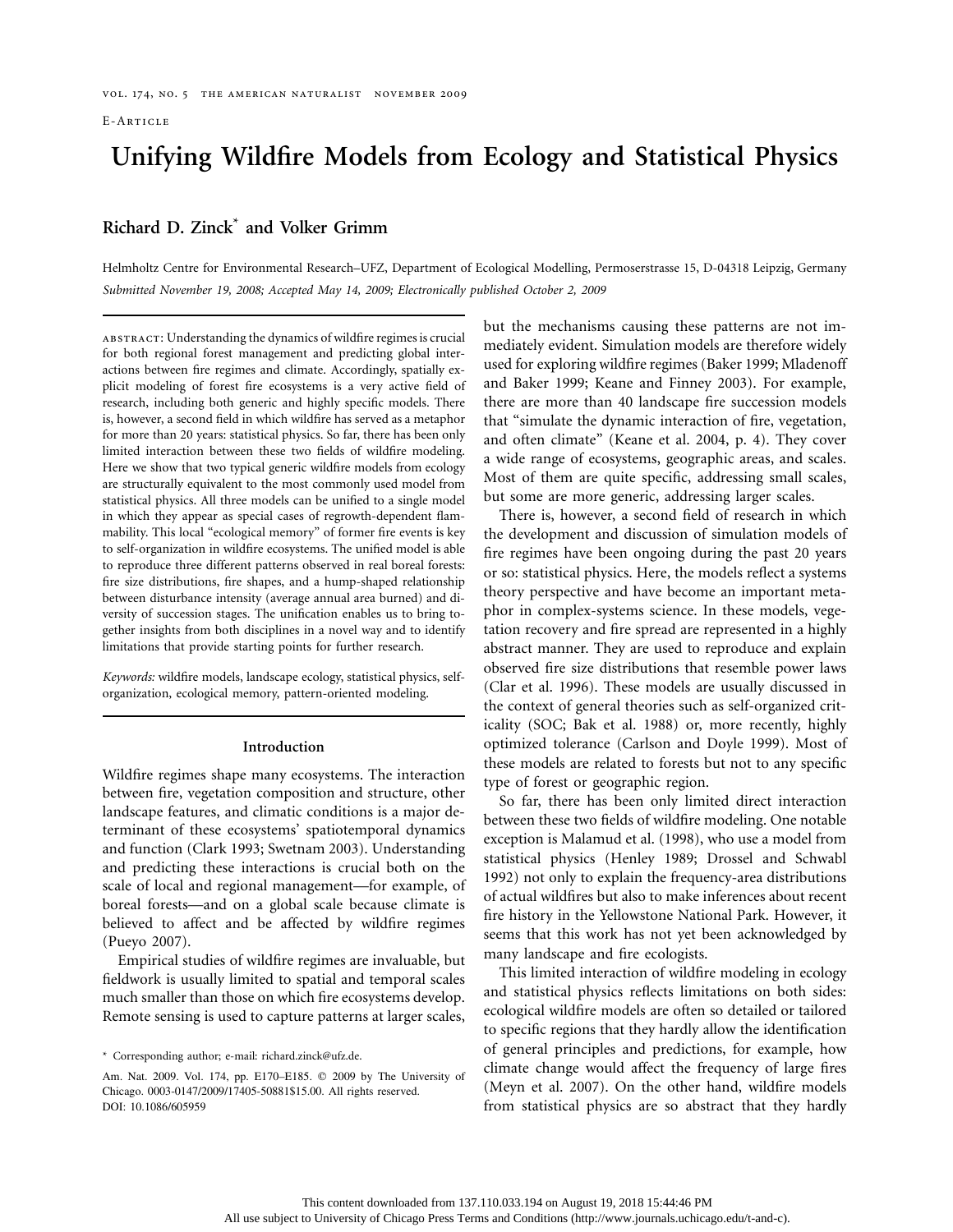E-Article

# Unifying Wildfire Models from Ecology and Statistical Physics

**Richard D. Zinck*** **and Volker Grimm**

Helmholtz Centre for Environmental Research–UFZ, Department of Ecological Modelling, Permoserstrasse 15, D-04318 Leipzig, Germany

*Submitted November 19, 2008; Accepted May 14, 2009; Electronically published October 2, 2009*

abstract: Understanding the dynamics of wildfire regimes is crucial for both regional forest management and predicting global interactions between fire regimes and climate. Accordingly, spatially explicit modeling of forest fire ecosystems is a very active field of research, including both generic and highly specific models. There is, however, a second field in which wildfire has served as a metaphor for more than 20 years: statistical physics. So far, there has been only limited interaction between these two fields of wildfire modeling. Here we show that two typical generic wildfire models from ecology are structurally equivalent to the most commonly used model from statistical physics. All three models can be unified to a single model in which they appear as special cases of regrowth-dependent flammability. This local "ecological memory" of former fire events is key to self-organization in wildfire ecosystems. The unified model is able to reproduce three different patterns observed in real boreal forests: fire size distributions, fire shapes, and a hump-shaped relationship between disturbance intensity (average annual area burned) and diversity of succession stages. The unification enables us to bring together insights from both disciplines in a novel way and to identify limitations that provide starting points for further research.

*Keywords:* wildfire models, landscape ecology, statistical physics, self-organization, ecological memory, pattern-oriented modeling.

## Introduction

Wildfire regimes shape many ecosystems. The interaction between fire, vegetation composition and structure, other landscape features, and climatic conditions is a major determinant of these ecosystems' spatiotemporal dynamics and function (Clark 1993; Swetnam 2003). Understanding and predicting these interactions is crucial both on the scale of local and regional management—for example, of boreal forests—and on a global scale because climate is believed to affect and be affected by wildfire regimes (Pueyo 2007).

Empirical studies of wildfire regimes are invaluable, but fieldwork is usually limited to spatial and temporal scales much smaller than those on which fire ecosystems develop. Remote sensing is used to capture patterns at larger scales, but the mechanisms causing these patterns are not immediately evident. Simulation models are therefore widely used for exploring wildfire regimes (Baker 1999; Mladenoff and Baker 1999; Keane and Finney 2003). For example, there are more than 40 landscape fire succession models that "simulate the dynamic interaction of fire, vegetation, and often climate" (Keane et al. 2004, p. 4). They cover a wide range of ecosystems, geographic areas, and scales. Most of them are quite specific, addressing small scales, but some are more generic, addressing larger scales.

There is, however, a second field of research in which the development and discussion of simulation models of fire regimes have been ongoing during the past 20 years or so: statistical physics. Here, the models reflect a systems theory perspective and have become an important metaphor in complex-systems science. In these models, vegetation recovery and fire spread are represented in a highly abstract manner. They are used to reproduce and explain observed fire size distributions that resemble power laws (Clar et al. 1996). These models are usually discussed in the context of general theories such as self-organized criticality (SOC; Bak et al. 1988) or, more recently, highly optimized tolerance (Carlson and Doyle 1999). Most of these models are related to forests but not to any specific type of forest or geographic region.

So far, there has been only limited direct interaction between these two fields of wildfire modeling. One notable exception is Malamud et al. (1998), who use a model from statistical physics (Henley 1989; Drossel and Schwabl 1992) not only to explain the frequency-area distributions of actual wildfires but also to make inferences about recent fire history in the Yellowstone National Park. However, it seems that this work has not yet been acknowledged by many landscape and fire ecologists.

This limited interaction of wildfire modeling in ecology and statistical physics reflects limitations on both sides: ecological wildfire models are often so detailed or tailored to specific regions that they hardly allow the identification of general principles and predictions, for example, how climate change would affect the frequency of large fires (Meyn et al. 2007). On the other hand, wildfire models from statistical physics are so abstract that they hardly

* Corresponding author; e-mail: richard.zinck@ufz.de.

Am. Nat. 2009. Vol. 174, pp. E170–E185. © 2009 by The University of Chicago. 0003-0147/2009/17405-50881$15.00. All rights reserved.
DOI: 10.1086/605959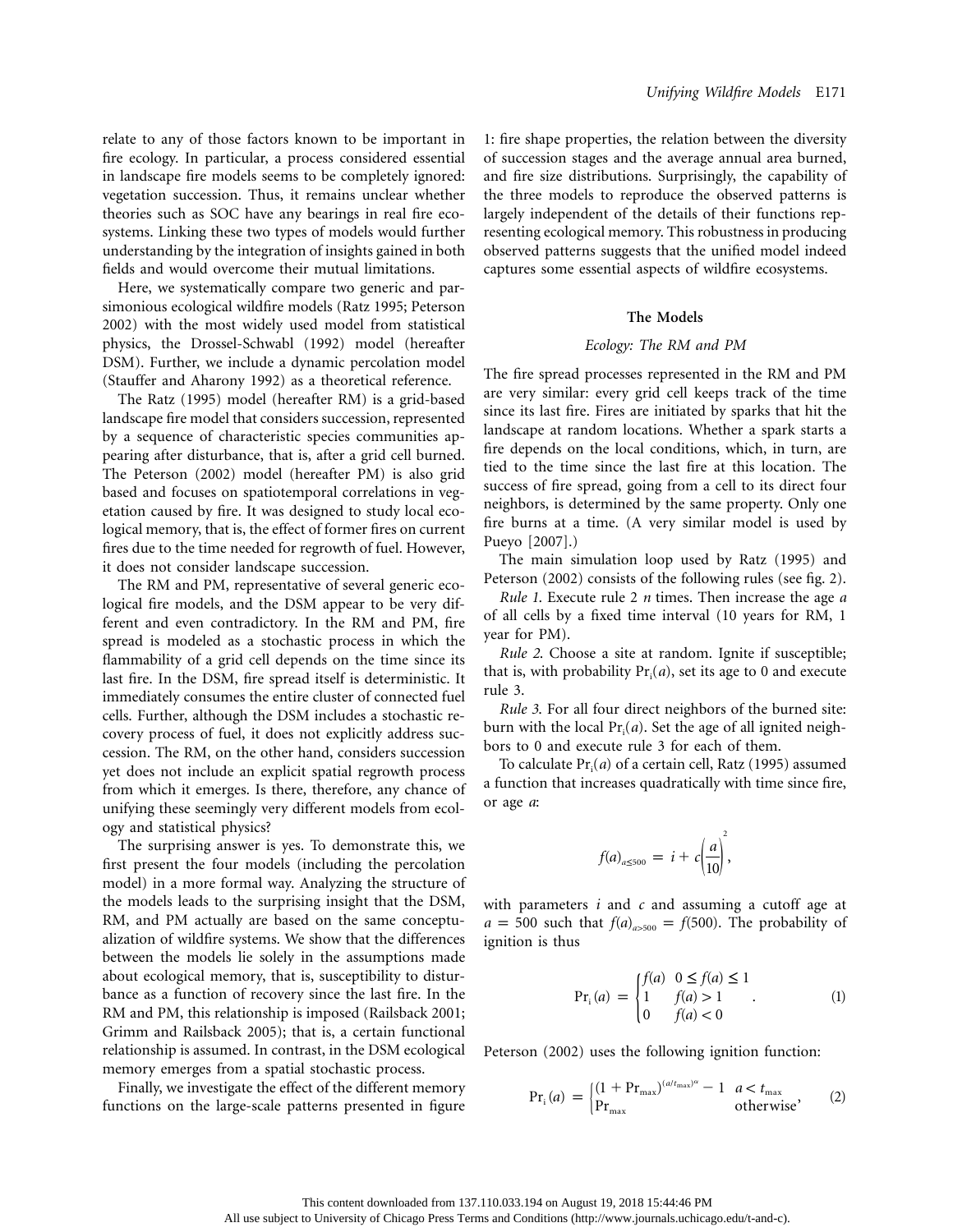relate to any of those factors known to be important in fire ecology. In particular, a process considered essential in landscape fire models seems to be completely ignored: vegetation succession. Thus, it remains unclear whether theories such as SOC have any bearings in real fire ecosystems. Linking these two types of models would further understanding by the integration of insights gained in both fields and would overcome their mutual limitations.

Here, we systematically compare two generic and parsimonious ecological wildfire models (Ratz 1995; Peterson 2002) with the most widely used model from statistical physics, the Drossel-Schwabl (1992) model (hereafter DSM). Further, we include a dynamic percolation model (Stauffer and Aharony 1992) as a theoretical reference.

The Ratz (1995) model (hereafter RM) is a grid-based landscape fire model that considers succession, represented by a sequence of characteristic species communities appearing after disturbance, that is, after a grid cell burned. The Peterson (2002) model (hereafter PM) is also grid based and focuses on spatiotemporal correlations in vegetation caused by fire. It was designed to study local ecological memory, that is, the effect of former fires on current fires due to the time needed for regrowth of fuel. However, it does not consider landscape succession.

The RM and PM, representative of several generic ecological fire models, and the DSM appear to be very different and even contradictory. In the RM and PM, fire spread is modeled as a stochastic process in which the flammability of a grid cell depends on the time since its last fire. In the DSM, fire spread itself is deterministic. It immediately consumes the entire cluster of connected fuel cells. Further, although the DSM includes a stochastic recovery process of fuel, it does not explicitly address succession. The RM, on the other hand, considers succession yet does not include an explicit spatial regrowth process from which it emerges. Is there, therefore, any chance of unifying these seemingly very different models from ecology and statistical physics?

The surprising answer is yes. To demonstrate this, we first present the four models (including the percolation model) in a more formal way. Analyzing the structure of the models leads to the surprising insight that the DSM, RM, and PM actually are based on the same conceptualization of wildfire systems. We show that the differences between the models lie solely in the assumptions made about ecological memory, that is, susceptibility to disturbance as a function of recovery since the last fire. In the RM and PM, this relationship is imposed (Railsback 2001; Grimm and Railsback 2005); that is, a certain functional relationship is assumed. In contrast, in the DSM ecological memory emerges from a spatial stochastic process.

Finally, we investigate the effect of the different memory functions on the large-scale patterns presented in figure 1: fire shape properties, the relation between the diversity of succession stages and the average annual area burned, and fire size distributions. Surprisingly, the capability of the three models to reproduce the observed patterns is largely independent of the details of their functions representing ecological memory. This robustness in producing observed patterns suggests that the unified model indeed captures some essential aspects of wildfire ecosystems.

## The Models

### *Ecology: The RM and PM*

The fire spread processes represented in the RM and PM are very similar: every grid cell keeps track of the time since its last fire. Fires are initiated by sparks that hit the landscape at random locations. Whether a spark starts a fire depends on the local conditions, which, in turn, are tied to the time since the last fire at this location. The success of fire spread, going from a cell to its direct four neighbors, is determined by the same property. Only one fire burns at a time. (A very similar model is used by Pueyo [2007].)

The main simulation loop used by Ratz (1995) and Peterson (2002) consists of the following rules (see fig. 2).

*Rule 1.* Execute rule 2 $n$ times. Then increase the age $a$ of all cells by a fixed time interval (10 years for RM, 1 year for PM).

*Rule 2.* Choose a site at random. Ignite if susceptible; that is, with probability $\mathrm{Pr_i}(a)$, set its age to 0 and execute rule 3.

*Rule 3.* For all four direct neighbors of the burned site: burn with the local $\mathrm{Pr_i}(a)$. Set the age of all ignited neighbors to 0 and execute rule 3 for each of them.

To calculate $\mathrm{Pr_i}(a)$ of a certain cell, Ratz (1995) assumed a function that increases quadratically with time since fire, or age $a$:

$$f(a)_{a\leq 500} = i + c\left(\frac{a}{10}\right)^2,$$

with parameters $i$ and $c$ and assuming a cutoff age at $a = 500$ such that $f(a)_{a>500} = f(500)$. The probability of ignition is thus

$$\mathrm{Pr_i}(a) = \begin{cases} f(a) & 0 \leq f(a) \leq 1 \\ 1 & f(a) > 1 \\ 0 & f(a) < 0 \end{cases}. \tag{1}$$

Peterson (2002) uses the following ignition function:

$$\mathrm{Pr_i}(a) = \begin{cases} (1 + \mathrm{Pr_{max}})^{(a/t_{\max})^{\alpha}} - 1 & a < t_{\max} \\ \mathrm{Pr_{max}} & \text{otherwise} \end{cases}, \tag{2}$$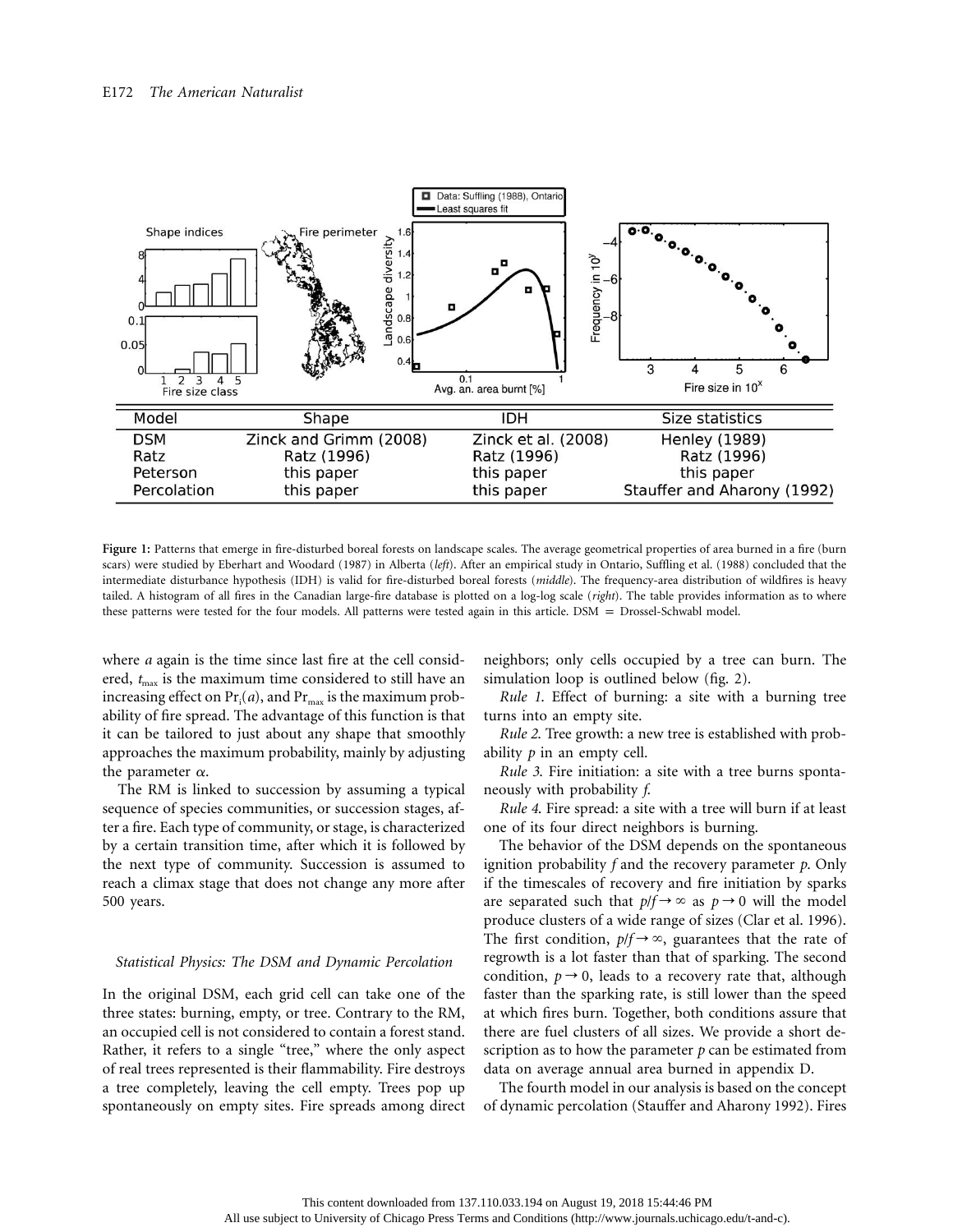| Model | Shape | IDH | Size statistics |
|---|---|---|---|
| DSM | Zinck and Grimm (2008) | Zinck et al. (2008) | Henley (1989) |
| Ratz | Ratz (1996) | Ratz (1996) | Ratz (1996) |
| Peterson | this paper | this paper | this paper |
| Percolation | this paper | this paper | Stauffer and Aharony (1992) |

**Figure 1:** Patterns that emerge in fire-disturbed boreal forests on landscape scales. The average geometrical properties of area burned in a fire (burn scars) were studied by Eberhart and Woodard (1987) in Alberta (*left*). After an empirical study in Ontario, Suffling et al. (1988) concluded that the intermediate disturbance hypothesis (IDH) is valid for fire-disturbed boreal forests (*middle*). The frequency-area distribution of wildfires is heavy tailed. A histogram of all fires in the Canadian large-fire database is plotted on a log-log scale (*right*). The table provides information as to where these patterns were tested for the four models. All patterns were tested again in this article. DSM = Drossel-Schwabl model.

where $a$ again is the time since last fire at the cell considered, $t_{max}$ is the maximum time considered to still have an increasing effect on $Pr_i(a)$, and $Pr_{max}$ is the maximum probability of fire spread. The advantage of this function is that it can be tailored to just about any shape that smoothly approaches the maximum probability, mainly by adjusting the parameter $\alpha$.

The RM is linked to succession by assuming a typical sequence of species communities, or succession stages, after a fire. Each type of community, or stage, is characterized by a certain transition time, after which it is followed by the next type of community. Succession is assumed to reach a climax stage that does not change any more after 500 years.

### *Statistical Physics: The DSM and Dynamic Percolation*

In the original DSM, each grid cell can take one of the three states: burning, empty, or tree. Contrary to the RM, an occupied cell is not considered to contain a forest stand. Rather, it refers to a single "tree," where the only aspect of real trees represented is their flammability. Fire destroys a tree completely, leaving the cell empty. Trees pop up spontaneously on empty sites. Fire spreads among direct neighbors; only cells occupied by a tree can burn. The simulation loop is outlined below (fig. 2).

*Rule 1.* Effect of burning: a site with a burning tree turns into an empty site.

*Rule 2.* Tree growth: a new tree is established with probability $p$ in an empty cell.

*Rule 3.* Fire initiation: a site with a tree burns spontaneously with probability $f$.

*Rule 4.* Fire spread: a site with a tree will burn if at least one of its four direct neighbors is burning.

The behavior of the DSM depends on the spontaneous ignition probability $f$ and the recovery parameter $p$. Only if the timescales of recovery and fire initiation by sparks are separated such that $p/f \rightarrow \infty$ as $p \rightarrow 0$ will the model produce clusters of a wide range of sizes (Clar et al. 1996). The first condition, $p/f \rightarrow \infty$, guarantees that the rate of regrowth is a lot faster than that of sparking. The second condition, $p \rightarrow 0$, leads to a recovery rate that, although faster than the sparking rate, is still lower than the speed at which fires burn. Together, both conditions assure that there are fuel clusters of all sizes. We provide a short description as to how the parameter $p$ can be estimated from data on average annual area burned in appendix D.

The fourth model in our analysis is based on the concept of dynamic percolation (Stauffer and Aharony 1992). Fires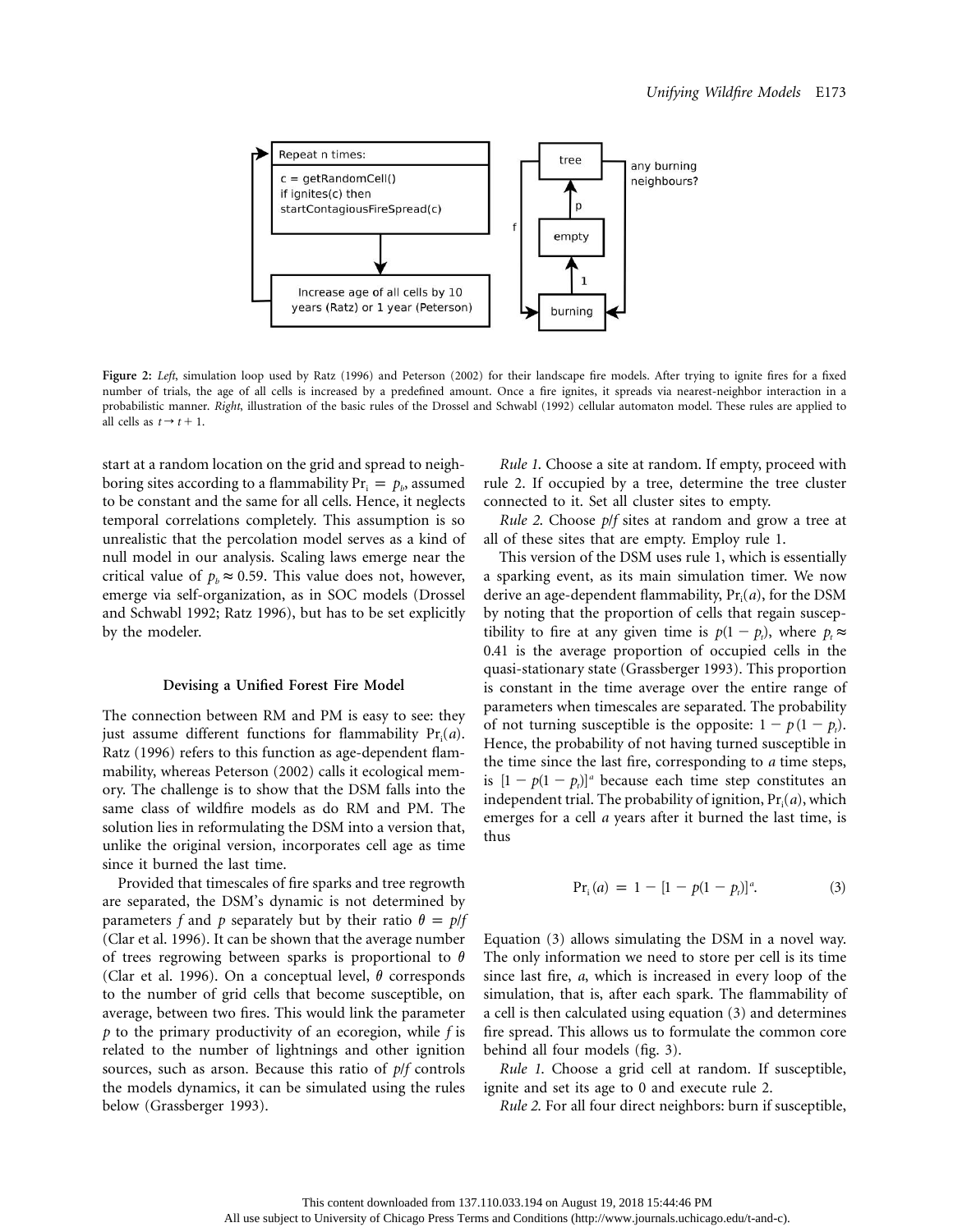```
Repeat n times:
c = getRandomCell()
if ignites(c) then
startContagiousFireSpread(c)
```

Increase age of all cells by 10 years (Ratz) or 1 year (Peterson)

tree — any burning neighbours? — p — empty — f — 1 — burning

**Figure 2:** *Left*, simulation loop used by Ratz (1996) and Peterson (2002) for their landscape fire models. After trying to ignite fires for a fixed number of trials, the age of all cells is increased by a predefined amount. Once a fire ignites, it spreads via nearest-neighbor interaction in a probabilistic manner. *Right*, illustration of the basic rules of the Drossel and Schwabl (1992) cellular automaton model. These rules are applied to all cells as $t \rightarrow t+1$.

start at a random location on the grid and spread to neighboring sites according to a flammability $\Pr_i = p_b$, assumed to be constant and the same for all cells. Hence, it neglects temporal correlations completely. This assumption is so unrealistic that the percolation model serves as a kind of null model in our analysis. Scaling laws emerge near the critical value of $p_b \approx 0.59$. This value does not, however, emerge via self-organization, as in SOC models (Drossel and Schwabl 1992; Ratz 1996), but has to be set explicitly by the modeler.

### Devising a Unified Forest Fire Model

The connection between RM and PM is easy to see: they just assume different functions for flammability $\Pr_i(a)$. Ratz (1996) refers to this function as age-dependent flammability, whereas Peterson (2002) calls it ecological memory. The challenge is to show that the DSM falls into the same class of wildfire models as do RM and PM. The solution lies in reformulating the DSM into a version that, unlike the original version, incorporates cell age as time since it burned the last time.

Provided that timescales of fire sparks and tree regrowth are separated, the DSM's dynamic is not determined by parameters $f$ and $p$ separately but by their ratio $\theta = p/f$ (Clar et al. 1996). It can be shown that the average number of trees regrowing between sparks is proportional to $\theta$ (Clar et al. 1996). On a conceptual level, $\theta$ corresponds to the number of grid cells that become susceptible, on average, between two fires. This would link the parameter $p$ to the primary productivity of an ecoregion, while $f$ is related to the number of lightnings and other ignition sources, such as arson. Because this ratio of $p/f$ controls the models dynamics, it can be simulated using the rules below (Grassberger 1993).

*Rule 1.* Choose a site at random. If empty, proceed with rule 2. If occupied by a tree, determine the tree cluster connected to it. Set all cluster sites to empty.

*Rule 2.* Choose $p/f$ sites at random and grow a tree at all of these sites that are empty. Employ rule 1.

This version of the DSM uses rule 1, which is essentially a sparking event, as its main simulation timer. We now derive an age-dependent flammability, $\Pr_i(a)$, for the DSM by noting that the proportion of cells that regain susceptibility to fire at any given time is $p(1 - p_t)$, where $p_t \approx 0.41$ is the average proportion of occupied cells in the quasi-stationary state (Grassberger 1993). This proportion is constant in the time average over the entire range of parameters when timescales are separated. The probability of not turning susceptible is the opposite: $1 - p(1 - p_t)$. Hence, the probability of not having turned susceptible in the time since the last fire, corresponding to $a$ time steps, is $[1 - p(1 - p_t)]^a$ because each time step constitutes an independent trial. The probability of ignition, $\Pr_i(a)$, which emerges for a cell $a$ years after it burned the last time, is thus

$$\Pr_i(a) = 1 - [1 - p(1 - p_t)]^a. \tag{3}$$

Equation (3) allows simulating the DSM in a novel way. The only information we need to store per cell is its time since last fire, $a$, which is increased in every loop of the simulation, that is, after each spark. The flammability of a cell is then calculated using equation (3) and determines fire spread. This allows us to formulate the common core behind all four models (fig. 3).

*Rule 1.* Choose a grid cell at random. If susceptible, ignite and set its age to 0 and execute rule 2.

*Rule 2.* For all four direct neighbors: burn if susceptible,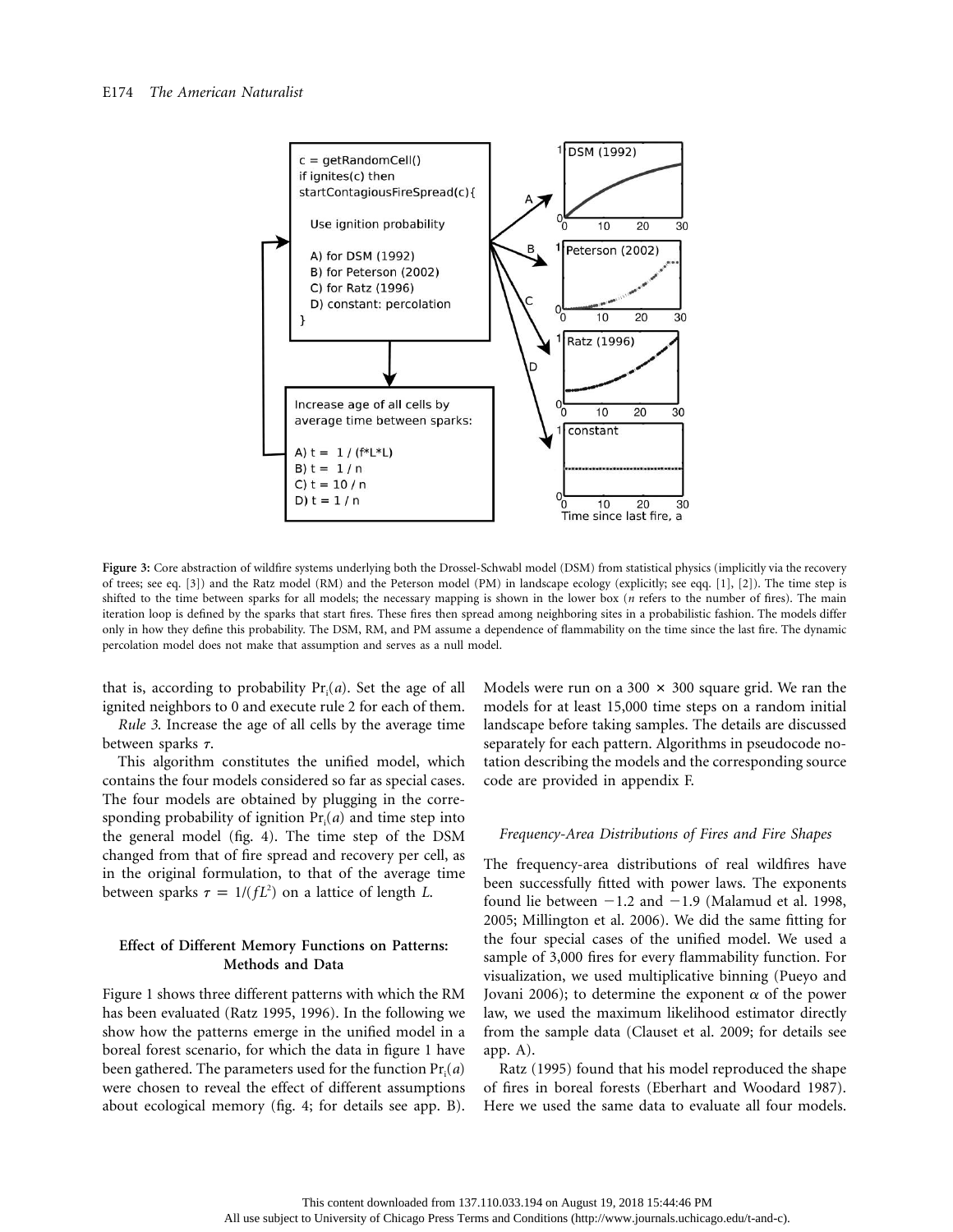Figure 3: Core abstraction of wildfire systems underlying both the Drossel-Schwabl model (DSM) from statistical physics (implicitly via the recovery of trees; see eq. [3]) and the Ratz model (RM) and the Peterson model (PM) in landscape ecology (explicitly; see eqq. [1], [2]). The time step is shifted to the time between sparks for all models; the necessary mapping is shown in the lower box ($n$ refers to the number of fires). The main iteration loop is defined by the sparks that start fires. These fires then spread among neighboring sites in a probabilistic fashion. The models differ only in how they define this probability. The DSM, RM, and PM assume a dependence of flammability on the time since the last fire. The dynamic percolation model does not make that assumption and serves as a null model.

that is, according to probability $\Pr_i(a)$. Set the age of all ignited neighbors to 0 and execute rule 2 for each of them.

*Rule 3.* Increase the age of all cells by the average time between sparks $\tau$.

This algorithm constitutes the unified model, which contains the four models considered so far as special cases. The four models are obtained by plugging in the corresponding probability of ignition $\Pr_i(a)$ and time step into the general model (fig. 4). The time step of the DSM changed from that of fire spread and recovery per cell, as in the original formulation, to that of the average time between sparks $\tau = 1/(fL^2)$ on a lattice of length $L$.

## Effect of Different Memory Functions on Patterns: Methods and Data

Figure 1 shows three different patterns with which the RM has been evaluated (Ratz 1995, 1996). In the following we show how the patterns emerge in the unified model in a boreal forest scenario, for which the data in figure 1 have been gathered. The parameters used for the function $\Pr_i(a)$ were chosen to reveal the effect of different assumptions about ecological memory (fig. 4; for details see app. B). Models were run on a $300 \times 300$ square grid. We ran the models for at least 15,000 time steps on a random initial landscape before taking samples. The details are discussed separately for each pattern. Algorithms in pseudocode notation describing the models and the corresponding source code are provided in appendix F.

### *Frequency-Area Distributions of Fires and Fire Shapes*

The frequency-area distributions of real wildfires have been successfully fitted with power laws. The exponents found lie between $-1.2$ and $-1.9$ (Malamud et al. 1998, 2005; Millington et al. 2006). We did the same fitting for the four special cases of the unified model. We used a sample of 3,000 fires for every flammability function. For visualization, we used multiplicative binning (Pueyo and Jovani 2006); to determine the exponent $\alpha$ of the power law, we used the maximum likelihood estimator directly from the sample data (Clauset et al. 2009; for details see app. A).

Ratz (1995) found that his model reproduced the shape of fires in boreal forests (Eberhart and Woodard 1987). Here we used the same data to evaluate all four models.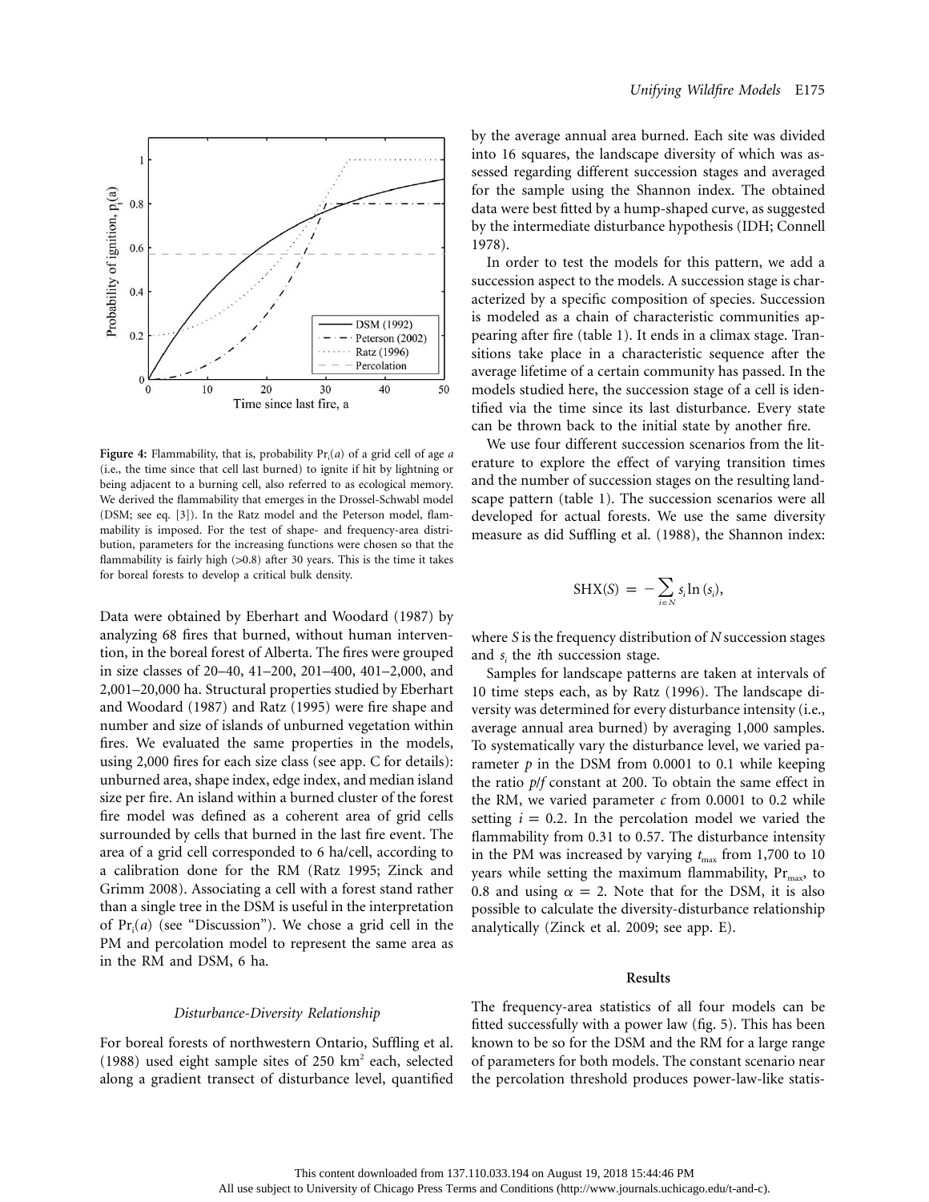Figure 4: Flammability, that is, probability $\Pr_i(a)$ of a grid cell of age $a$ (i.e., the time since that cell last burned) to ignite if hit by lightning or being adjacent to a burning cell, also referred to as ecological memory. We derived the flammability that emerges in the Drossel-Schwabl model (DSM; see eq. [3]). In the Ratz model and the Peterson model, flammability is imposed. For the test of shape- and frequency-area distribution, parameters for the increasing functions were chosen so that the flammability is fairly high (>0.8) after 30 years. This is the time it takes for boreal forests to develop a critical bulk density.

Data were obtained by Eberhart and Woodard (1987) by analyzing 68 fires that burned, without human intervention, in the boreal forest of Alberta. The fires were grouped in size classes of 20–40, 41–200, 201–400, 401–2,000, and 2,001–20,000 ha. Structural properties studied by Eberhart and Woodard (1987) and Ratz (1995) were fire shape and number and size of islands of unburned vegetation within fires. We evaluated the same properties in the models, using 2,000 fires for each size class (see app. C for details): unburned area, shape index, edge index, and median island size per fire. An island within a burned cluster of the forest fire model was defined as a coherent area of grid cells surrounded by cells that burned in the last fire event. The area of a grid cell corresponded to 6 ha/cell, according to a calibration done for the RM (Ratz 1995; Zinck and Grimm 2008). Associating a cell with a forest stand rather than a single tree in the DSM is useful in the interpretation of $\Pr_i(a)$ (see "Discussion"). We chose a grid cell in the PM and percolation model to represent the same area as in the RM and DSM, 6 ha.

### Disturbance-Diversity Relationship

For boreal forests of northwestern Ontario, Suffling et al. (1988) used eight sample sites of 250 km$^2$ each, selected along a gradient transect of disturbance level, quantified by the average annual area burned. Each site was divided into 16 squares, the landscape diversity of which was assessed regarding different succession stages and averaged for the sample using the Shannon index. The obtained data were best fitted by a hump-shaped curve, as suggested by the intermediate disturbance hypothesis (IDH; Connell 1978).

In order to test the models for this pattern, we add a succession aspect to the models. A succession stage is characterized by a specific composition of species. Succession is modeled as a chain of characteristic communities appearing after fire (table 1). It ends in a climax stage. Transitions take place in a characteristic sequence after the average lifetime of a certain community has passed. In the models studied here, the succession stage of a cell is identified via the time since its last disturbance. Every state can be thrown back to the initial state by another fire.

We use four different succession scenarios from the literature to explore the effect of varying transition times and the number of succession stages on the resulting landscape pattern (table 1). The succession scenarios were all developed for actual forests. We use the same diversity measure as did Suffling et al. (1988), the Shannon index:

$$\mathrm{SHX}(S) = -\sum_{i \in N} s_i \ln(s_i),$$

where $S$ is the frequency distribution of $N$ succession stages and $s_i$ the $i$th succession stage.

Samples for landscape patterns are taken at intervals of 10 time steps each, as by Ratz (1996). The landscape diversity was determined for every disturbance intensity (i.e., average annual area burned) by averaging 1,000 samples. To systematically vary the disturbance level, we varied parameter $p$ in the DSM from 0.0001 to 0.1 while keeping the ratio $p/f$ constant at 200. To obtain the same effect in the RM, we varied parameter $c$ from 0.0001 to 0.2 while setting $i = 0.2$. In the percolation model we varied the flammability from 0.31 to 0.57. The disturbance intensity in the PM was increased by varying $t_{\max}$ from 1,700 to 10 years while setting the maximum flammability, $\Pr_{\max}$, to 0.8 and using $\alpha = 2$. Note that for the DSM, it is also possible to calculate the diversity-disturbance relationship analytically (Zinck et al. 2009; see app. E).

## Results

The frequency-area statistics of all four models can be fitted successfully with a power law (fig. 5). This has been known to be so for the DSM and the RM for a large range of parameters for both models. The constant scenario near the percolation threshold produces power-law-like statis-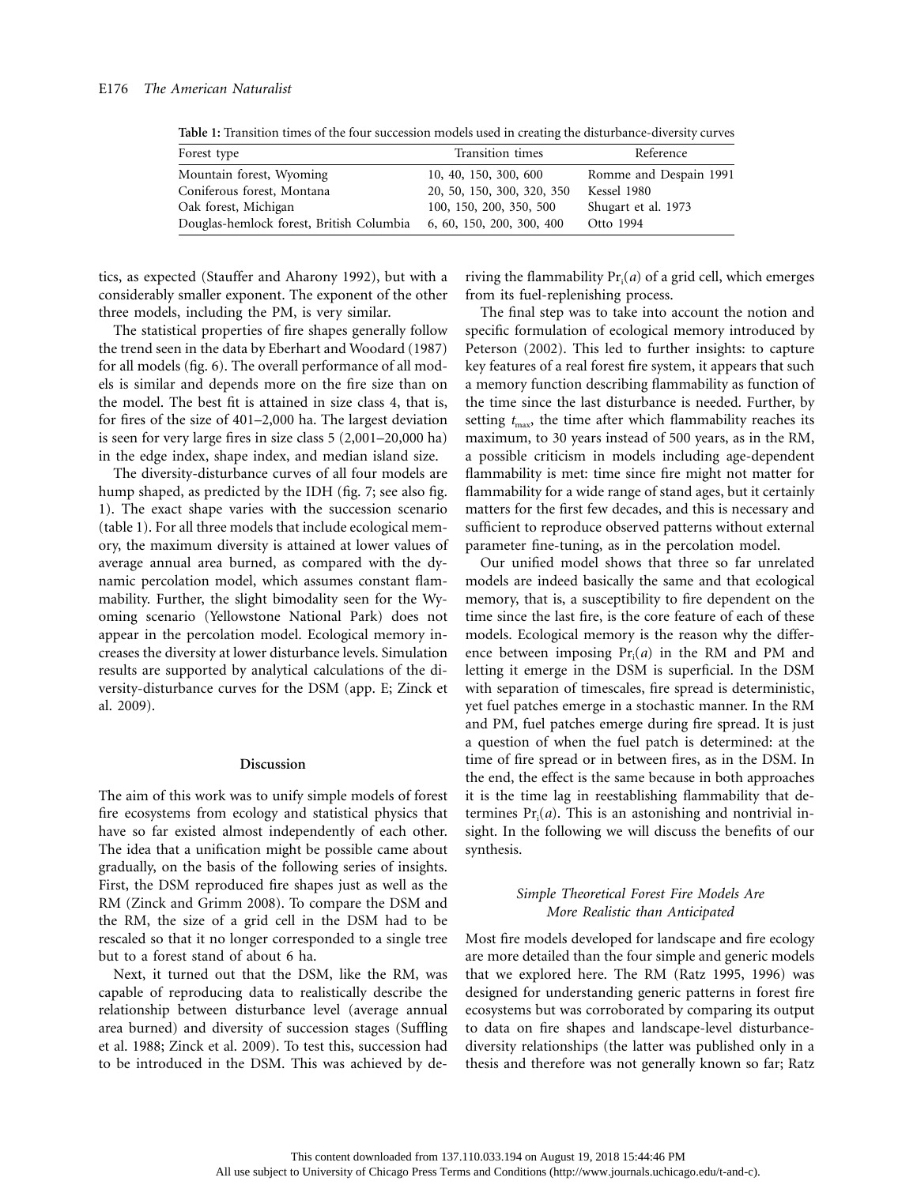**Table 1:** Transition times of the four succession models used in creating the disturbance-diversity curves

| Forest type | Transition times | Reference |
|---|---|---|
| Mountain forest, Wyoming | 10, 40, 150, 300, 600 | Romme and Despain 1991 |
| Coniferous forest, Montana | 20, 50, 150, 300, 320, 350 | Kessel 1980 |
| Oak forest, Michigan | 100, 150, 200, 350, 500 | Shugart et al. 1973 |
| Douglas-hemlock forest, British Columbia | 6, 60, 150, 200, 300, 400 | Otto 1994 |

tics, as expected (Stauffer and Aharony 1992), but with a considerably smaller exponent. The exponent of the other three models, including the PM, is very similar.

The statistical properties of fire shapes generally follow the trend seen in the data by Eberhart and Woodard (1987) for all models (fig. 6). The overall performance of all models is similar and depends more on the fire size than on the model. The best fit is attained in size class 4, that is, for fires of the size of 401–2,000 ha. The largest deviation is seen for very large fires in size class 5 (2,001–20,000 ha) in the edge index, shape index, and median island size.

The diversity-disturbance curves of all four models are hump shaped, as predicted by the IDH (fig. 7; see also fig. 1). The exact shape varies with the succession scenario (table 1). For all three models that include ecological memory, the maximum diversity is attained at lower values of average annual area burned, as compared with the dynamic percolation model, which assumes constant flammability. Further, the slight bimodality seen for the Wyoming scenario (Yellowstone National Park) does not appear in the percolation model. Ecological memory increases the diversity at lower disturbance levels. Simulation results are supported by analytical calculations of the diversity-disturbance curves for the DSM (app. E; Zinck et al. 2009).

## Discussion

The aim of this work was to unify simple models of forest fire ecosystems from ecology and statistical physics that have so far existed almost independently of each other. The idea that a unification might be possible came about gradually, on the basis of the following series of insights. First, the DSM reproduced fire shapes just as well as the RM (Zinck and Grimm 2008). To compare the DSM and the RM, the size of a grid cell in the DSM had to be rescaled so that it no longer corresponded to a single tree but to a forest stand of about 6 ha.

Next, it turned out that the DSM, like the RM, was capable of reproducing data to realistically describe the relationship between disturbance level (average annual area burned) and diversity of succession stages (Suffling et al. 1988; Zinck et al. 2009). To test this, succession had to be introduced in the DSM. This was achieved by deriving the flammability $\Pr_i(a)$ of a grid cell, which emerges from its fuel-replenishing process.

The final step was to take into account the notion and specific formulation of ecological memory introduced by Peterson (2002). This led to further insights: to capture key features of a real forest fire system, it appears that such a memory function describing flammability as function of the time since the last disturbance is needed. Further, by setting $t_{max}$, the time after which flammability reaches its maximum, to 30 years instead of 500 years, as in the RM, a possible criticism in models including age-dependent flammability is met: time since fire might not matter for flammability for a wide range of stand ages, but it certainly matters for the first few decades, and this is necessary and sufficient to reproduce observed patterns without external parameter fine-tuning, as in the percolation model.

Our unified model shows that three so far unrelated models are indeed basically the same and that ecological memory, that is, a susceptibility to fire dependent on the time since the last fire, is the core feature of each of these models. Ecological memory is the reason why the difference between imposing $\Pr_i(a)$ in the RM and PM and letting it emerge in the DSM is superficial. In the DSM with separation of timescales, fire spread is deterministic, yet fuel patches emerge in a stochastic manner. In the RM and PM, fuel patches emerge during fire spread. It is just a question of when the fuel patch is determined: at the time of fire spread or in between fires, as in the DSM. In the end, the effect is the same because in both approaches it is the time lag in reestablishing flammability that determines $\Pr_i(a)$. This is an astonishing and nontrivial insight. In the following we will discuss the benefits of our synthesis.

### *Simple Theoretical Forest Fire Models Are More Realistic than Anticipated*

Most fire models developed for landscape and fire ecology are more detailed than the four simple and generic models that we explored here. The RM (Ratz 1995, 1996) was designed for understanding generic patterns in forest fire ecosystems but was corroborated by comparing its output to data on fire shapes and landscape-level disturbance-diversity relationships (the latter was published only in a thesis and therefore was not generally known so far; Ratz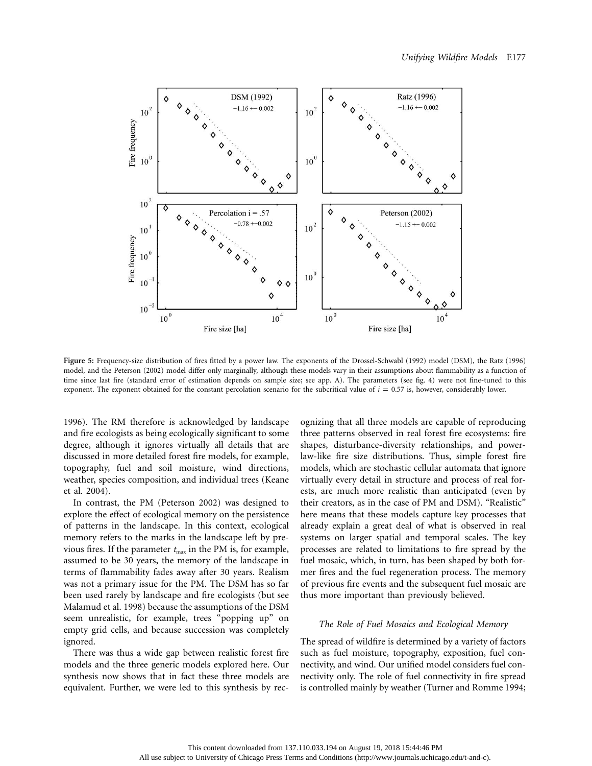**Figure 5:** Frequency-size distribution of fires fitted by a power law. The exponents of the Drossel-Schwabl (1992) model (DSM), the Ratz (1996) model, and the Peterson (2002) model differ only marginally, although these models vary in their assumptions about flammability as a function of time since last fire (standard error of estimation depends on sample size; see app. A). The parameters (see fig. 4) were not fine-tuned to this exponent. The exponent obtained for the constant percolation scenario for the subcritical value of $i = 0.57$ is, however, considerably lower.

1996). The RM therefore is acknowledged by landscape and fire ecologists as being ecologically significant to some degree, although it ignores virtually all details that are discussed in more detailed forest fire models, for example, topography, fuel and soil moisture, wind directions, weather, species composition, and individual trees (Keane et al. 2004).

In contrast, the PM (Peterson 2002) was designed to explore the effect of ecological memory on the persistence of patterns in the landscape. In this context, ecological memory refers to the marks in the landscape left by previous fires. If the parameter $t_{max}$ in the PM is, for example, assumed to be 30 years, the memory of the landscape in terms of flammability fades away after 30 years. Realism was not a primary issue for the PM. The DSM has so far been used rarely by landscape and fire ecologists (but see Malamud et al. 1998) because the assumptions of the DSM seem unrealistic, for example, trees "popping up" on empty grid cells, and because succession was completely ignored.

There was thus a wide gap between realistic forest fire models and the three generic models explored here. Our synthesis now shows that in fact these three models are equivalent. Further, we were led to this synthesis by recognizing that all three models are capable of reproducing three patterns observed in real forest fire ecosystems: fire shapes, disturbance-diversity relationships, and power-law-like fire size distributions. Thus, simple forest fire models, which are stochastic cellular automata that ignore virtually every detail in structure and process of real forests, are much more realistic than anticipated (even by their creators, as in the case of PM and DSM). "Realistic" here means that these models capture key processes that already explain a great deal of what is observed in real systems on larger spatial and temporal scales. The key processes are related to limitations to fire spread by the fuel mosaic, which, in turn, has been shaped by both former fires and the fuel regeneration process. The memory of previous fire events and the subsequent fuel mosaic are thus more important than previously believed.

### *The Role of Fuel Mosaics and Ecological Memory*

The spread of wildfire is determined by a variety of factors such as fuel moisture, topography, exposition, fuel connectivity, and wind. Our unified model considers fuel connectivity only. The role of fuel connectivity in fire spread is controlled mainly by weather (Turner and Romme 1994;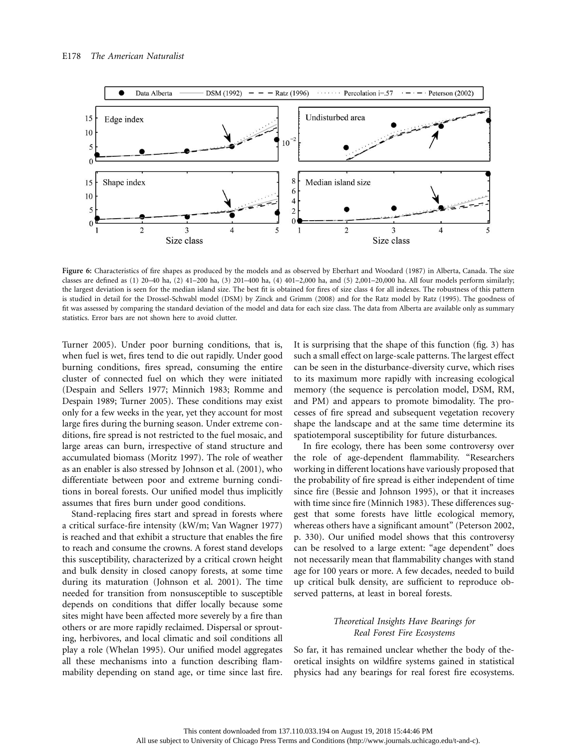Figure 6: Characteristics of fire shapes as produced by the models and as observed by Eberhart and Woodard (1987) in Alberta, Canada. The size classes are defined as (1) 20–40 ha, (2) 41–200 ha, (3) 201–400 ha, (4) 401–2,000 ha, and (5) 2,001–20,000 ha. All four models perform similarly; the largest deviation is seen for the median island size. The best fit is obtained for fires of size class 4 for all indexes. The robustness of this pattern is studied in detail for the Drossel-Schwabl model (DSM) by Zinck and Grimm (2008) and for the Ratz model by Ratz (1995). The goodness of fit was assessed by comparing the standard deviation of the model and data for each size class. The data from Alberta are available only as summary statistics. Error bars are not shown here to avoid clutter.

Turner 2005). Under poor burning conditions, that is, when fuel is wet, fires tend to die out rapidly. Under good burning conditions, fires spread, consuming the entire cluster of connected fuel on which they were initiated (Despain and Sellers 1977; Minnich 1983; Romme and Despain 1989; Turner 2005). These conditions may exist only for a few weeks in the year, yet they account for most large fires during the burning season. Under extreme conditions, fire spread is not restricted to the fuel mosaic, and large areas can burn, irrespective of stand structure and accumulated biomass (Moritz 1997). The role of weather as an enabler is also stressed by Johnson et al. (2001), who differentiate between poor and extreme burning conditions in boreal forests. Our unified model thus implicitly assumes that fires burn under good conditions.

Stand-replacing fires start and spread in forests where a critical surface-fire intensity (kW/m; Van Wagner 1977) is reached and that exhibit a structure that enables the fire to reach and consume the crowns. A forest stand develops this susceptibility, characterized by a critical crown height and bulk density in closed canopy forests, at some time during its maturation (Johnson et al. 2001). The time needed for transition from nonsusceptible to susceptible depends on conditions that differ locally because some sites might have been affected more severely by a fire than others or are more rapidly reclaimed. Dispersal or sprouting, herbivores, and local climatic and soil conditions all play a role (Whelan 1995). Our unified model aggregates all these mechanisms into a function describing flammability depending on stand age, or time since last fire. It is surprising that the shape of this function (fig. 3) has such a small effect on large-scale patterns. The largest effect can be seen in the disturbance-diversity curve, which rises to its maximum more rapidly with increasing ecological memory (the sequence is percolation model, DSM, RM, and PM) and appears to promote bimodality. The processes of fire spread and subsequent vegetation recovery shape the landscape and at the same time determine its spatiotemporal susceptibility for future disturbances.

In fire ecology, there has been some controversy over the role of age-dependent flammability. "Researchers working in different locations have variously proposed that the probability of fire spread is either independent of time since fire (Bessie and Johnson 1995), or that it increases with time since fire (Minnich 1983). These differences suggest that some forests have little ecological memory, whereas others have a significant amount" (Peterson 2002, p. 330). Our unified model shows that this controversy can be resolved to a large extent: "age dependent" does not necessarily mean that flammability changes with stand age for 100 years or more. A few decades, needed to build up critical bulk density, are sufficient to reproduce observed patterns, at least in boreal forests.

### *Theoretical Insights Have Bearings for Real Forest Fire Ecosystems*

So far, it has remained unclear whether the body of theoretical insights on wildfire systems gained in statistical physics had any bearings for real forest fire ecosystems.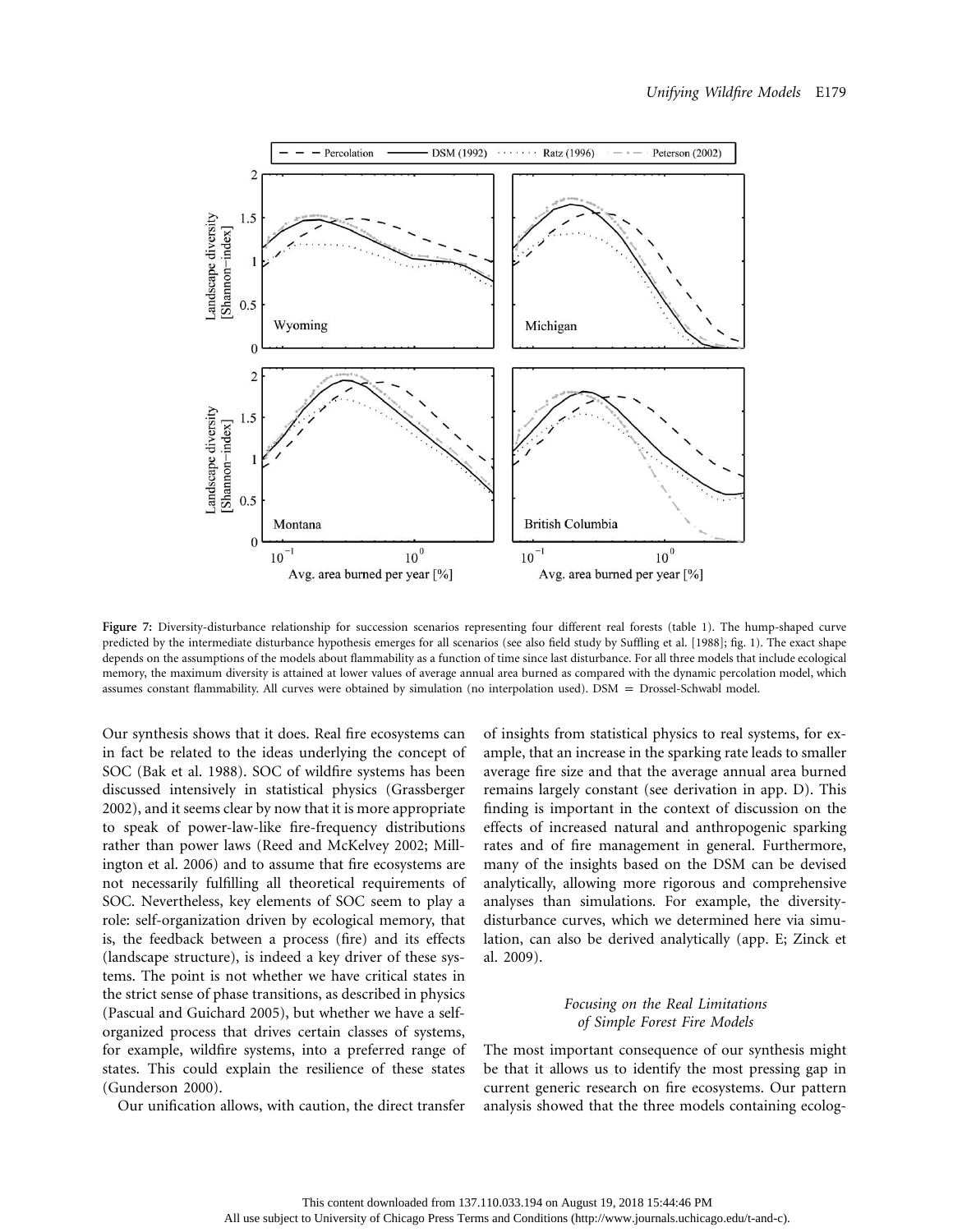Figure 7: Diversity-disturbance relationship for succession scenarios representing four different real forests (table 1). The hump-shaped curve predicted by the intermediate disturbance hypothesis emerges for all scenarios (see also field study by Suffling et al. [1988]; fig. 1). The exact shape depends on the assumptions of the models about flammability as a function of time since last disturbance. For all three models that include ecological memory, the maximum diversity is attained at lower values of average annual area burned as compared with the dynamic percolation model, which assumes constant flammability. All curves were obtained by simulation (no interpolation used). DSM = Drossel-Schwabl model.

Our synthesis shows that it does. Real fire ecosystems can in fact be related to the ideas underlying the concept of SOC (Bak et al. 1988). SOC of wildfire systems has been discussed intensively in statistical physics (Grassberger 2002), and it seems clear by now that it is more appropriate to speak of power-law-like fire-frequency distributions rather than power laws (Reed and McKelvey 2002; Millington et al. 2006) and to assume that fire ecosystems are not necessarily fulfilling all theoretical requirements of SOC. Nevertheless, key elements of SOC seem to play a role: self-organization driven by ecological memory, that is, the feedback between a process (fire) and its effects (landscape structure), is indeed a key driver of these systems. The point is not whether we have critical states in the strict sense of phase transitions, as described in physics (Pascual and Guichard 2005), but whether we have a self-organized process that drives certain classes of systems, for example, wildfire systems, into a preferred range of states. This could explain the resilience of these states (Gunderson 2000).

Our unification allows, with caution, the direct transfer of insights from statistical physics to real systems, for example, that an increase in the sparking rate leads to smaller average fire size and that the average annual area burned remains largely constant (see derivation in app. D). This finding is important in the context of discussion on the effects of increased natural and anthropogenic sparking rates and of fire management in general. Furthermore, many of the insights based on the DSM can be devised analytically, allowing more rigorous and comprehensive analyses than simulations. For example, the diversity-disturbance curves, which we determined here via simulation, can also be derived analytically (app. E; Zinck et al. 2009).

### *Focusing on the Real Limitations of Simple Forest Fire Models*

The most important consequence of our synthesis might be that it allows us to identify the most pressing gap in current generic research on fire ecosystems. Our pattern analysis showed that the three models containing ecolog-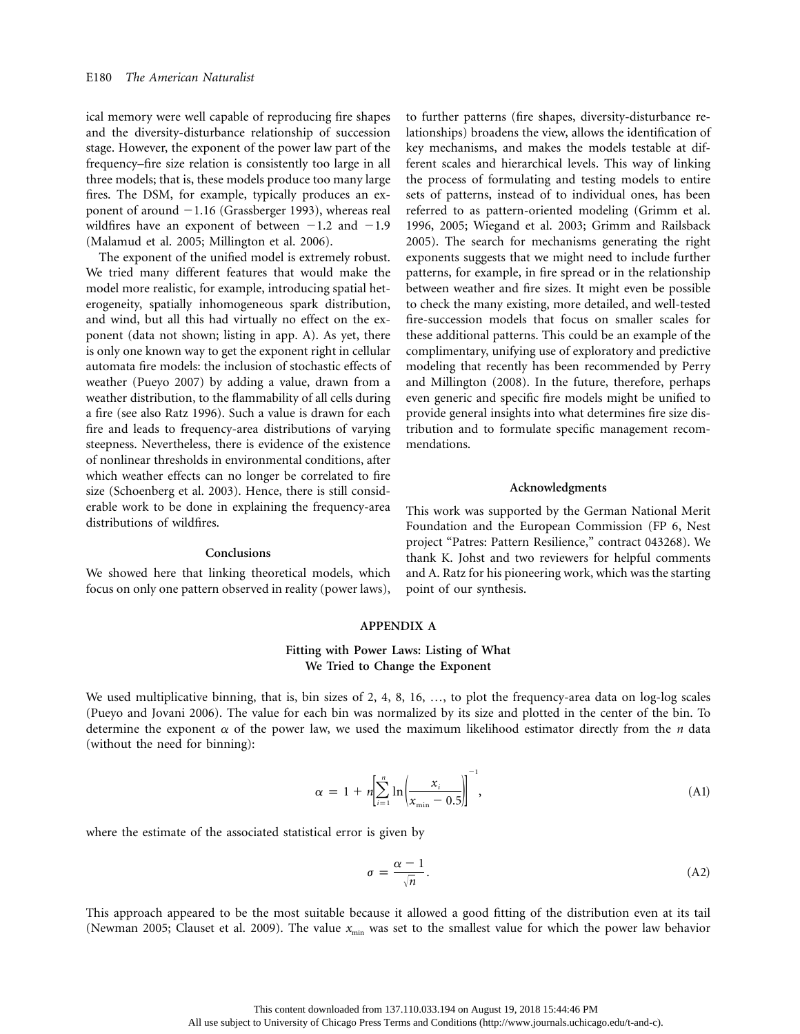ical memory were well capable of reproducing fire shapes and the diversity-disturbance relationship of succession stage. However, the exponent of the power law part of the frequency–fire size relation is consistently too large in all three models; that is, these models produce too many large fires. The DSM, for example, typically produces an exponent of around −1.16 (Grassberger 1993), whereas real wildfires have an exponent of between −1.2 and −1.9 (Malamud et al. 2005; Millington et al. 2006).

The exponent of the unified model is extremely robust. We tried many different features that would make the model more realistic, for example, introducing spatial heterogeneity, spatially inhomogeneous spark distribution, and wind, but all this had virtually no effect on the exponent (data not shown; listing in app. A). As yet, there is only one known way to get the exponent right in cellular automata fire models: the inclusion of stochastic effects of weather (Pueyo 2007) by adding a value, drawn from a weather distribution, to the flammability of all cells during a fire (see also Ratz 1996). Such a value is drawn for each fire and leads to frequency-area distributions of varying steepness. Nevertheless, there is evidence of the existence of nonlinear thresholds in environmental conditions, after which weather effects can no longer be correlated to fire size (Schoenberg et al. 2003). Hence, there is still considerable work to be done in explaining the frequency-area distributions of wildfires.

## Conclusions

We showed here that linking theoretical models, which focus on only one pattern observed in reality (power laws), to further patterns (fire shapes, diversity-disturbance relationships) broadens the view, allows the identification of key mechanisms, and makes the models testable at different scales and hierarchical levels. This way of linking the process of formulating and testing models to entire sets of patterns, instead of to individual ones, has been referred to as pattern-oriented modeling (Grimm et al. 1996, 2005; Wiegand et al. 2003; Grimm and Railsback 2005). The search for mechanisms generating the right exponents suggests that we might need to include further patterns, for example, in fire spread or in the relationship between weather and fire sizes. It might even be possible to check the many existing, more detailed, and well-tested fire-succession models that focus on smaller scales for these additional patterns. This could be an example of the complimentary, unifying use of exploratory and predictive modeling that recently has been recommended by Perry and Millington (2008). In the future, therefore, perhaps even generic and specific fire models might be unified to provide general insights into what determines fire size distribution and to formulate specific management recommendations.

## Acknowledgments

This work was supported by the German National Merit Foundation and the European Commission (FP 6, Nest project "Patres: Pattern Resilience," contract 043268). We thank K. Johst and two reviewers for helpful comments and A. Ratz for his pioneering work, which was the starting point of our synthesis.

## APPENDIX A

### Fitting with Power Laws: Listing of What We Tried to Change the Exponent

We used multiplicative binning, that is, bin sizes of 2, 4, 8, 16, …, to plot the frequency-area data on log-log scales (Pueyo and Jovani 2006). The value for each bin was normalized by its size and plotted in the center of the bin. To determine the exponent $\alpha$ of the power law, we used the maximum likelihood estimator directly from the $n$ data (without the need for binning):

$$\alpha = 1 + n\left[\sum_{i=1}^{n} \ln\left(\frac{x_i}{x_{\min} - 0.5}\right)\right]^{-1}, \tag{A1}$$

where the estimate of the associated statistical error is given by

$$\sigma = \frac{\alpha - 1}{\sqrt{n}}. \tag{A2}$$

This approach appeared to be the most suitable because it allowed a good fitting of the distribution even at its tail (Newman 2005; Clauset et al. 2009). The value $x_{\min}$ was set to the smallest value for which the power law behavior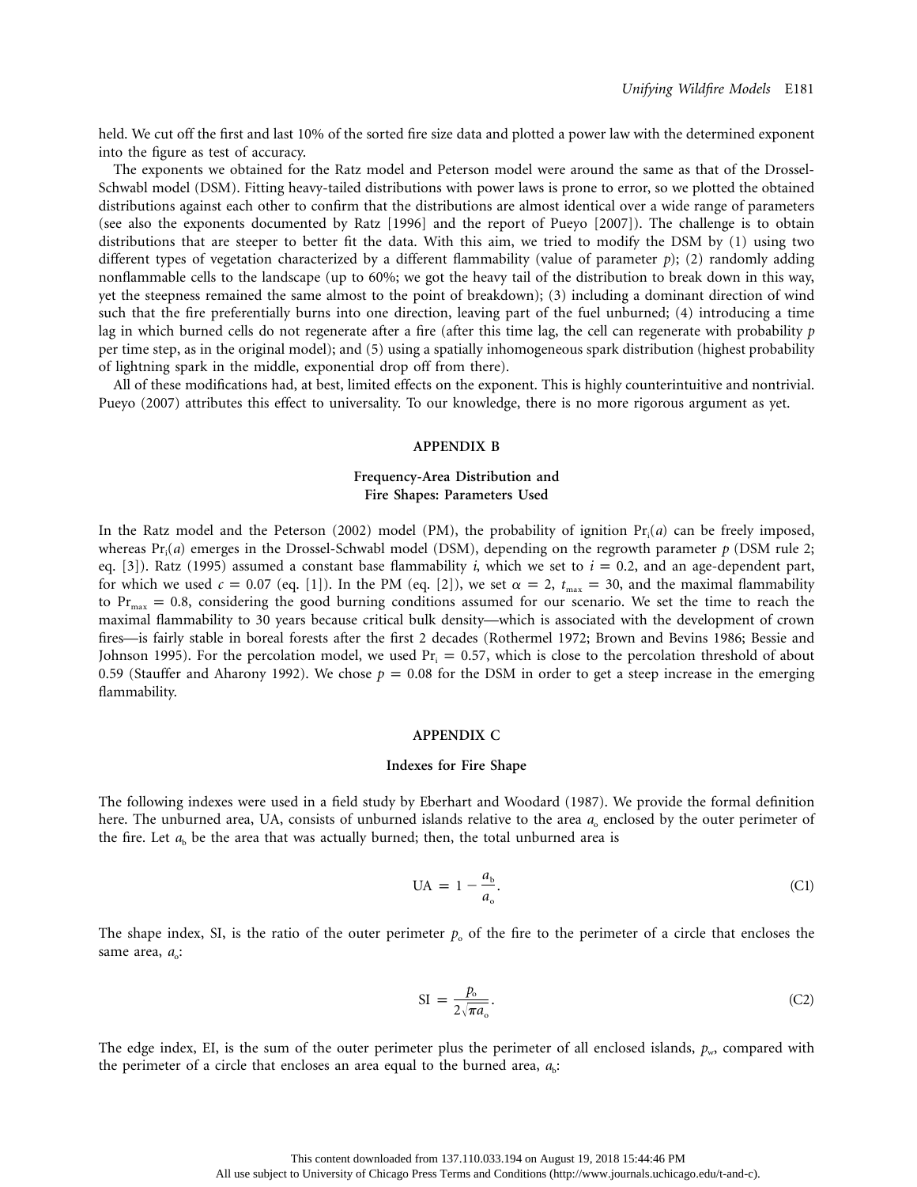held. We cut off the first and last 10% of the sorted fire size data and plotted a power law with the determined exponent into the figure as test of accuracy.

The exponents we obtained for the Ratz model and Peterson model were around the same as that of the Drossel-Schwabl model (DSM). Fitting heavy-tailed distributions with power laws is prone to error, so we plotted the obtained distributions against each other to confirm that the distributions are almost identical over a wide range of parameters (see also the exponents documented by Ratz [1996] and the report of Pueyo [2007]). The challenge is to obtain distributions that are steeper to better fit the data. With this aim, we tried to modify the DSM by (1) using two different types of vegetation characterized by a different flammability (value of parameter *p*); (2) randomly adding nonflammable cells to the landscape (up to 60%; we got the heavy tail of the distribution to break down in this way, yet the steepness remained the same almost to the point of breakdown); (3) including a dominant direction of wind such that the fire preferentially burns into one direction, leaving part of the fuel unburned; (4) introducing a time lag in which burned cells do not regenerate after a fire (after this time lag, the cell can regenerate with probability *p* per time step, as in the original model); and (5) using a spatially inhomogeneous spark distribution (highest probability of lightning spark in the middle, exponential drop off from there).

All of these modifications had, at best, limited effects on the exponent. This is highly counterintuitive and nontrivial. Pueyo (2007) attributes this effect to universality. To our knowledge, there is no more rigorous argument as yet.

## APPENDIX B

### Frequency-Area Distribution and Fire Shapes: Parameters Used

In the Ratz model and the Peterson (2002) model (PM), the probability of ignition $\mathrm{Pr}_i(a)$ can be freely imposed, whereas $\mathrm{Pr}_i(a)$ emerges in the Drossel-Schwabl model (DSM), depending on the regrowth parameter *p* (DSM rule 2; eq. [3]). Ratz (1995) assumed a constant base flammability *i*, which we set to $i = 0.2$, and an age-dependent part, for which we used $c = 0.07$ (eq. [1]). In the PM (eq. [2]), we set $\alpha = 2$, $t_{max} = 30$, and the maximal flammability to $\mathrm{Pr}_{max} = 0.8$, considering the good burning conditions assumed for our scenario. We set the time to reach the maximal flammability to 30 years because critical bulk density—which is associated with the development of crown fires—is fairly stable in boreal forests after the first 2 decades (Rothermel 1972; Brown and Bevins 1986; Bessie and Johnson 1995). For the percolation model, we used $\mathrm{Pr}_i = 0.57$, which is close to the percolation threshold of about 0.59 (Stauffer and Aharony 1992). We chose $p = 0.08$ for the DSM in order to get a steep increase in the emerging flammability.

## APPENDIX C

### Indexes for Fire Shape

The following indexes were used in a field study by Eberhart and Woodard (1987). We provide the formal definition here. The unburned area, UA, consists of unburned islands relative to the area $a_o$ enclosed by the outer perimeter of the fire. Let $a_b$ be the area that was actually burned; then, the total unburned area is

$$\mathrm{UA} = 1 - \frac{a_b}{a_o}. \tag{C1}$$

The shape index, SI, is the ratio of the outer perimeter $p_o$ of the fire to the perimeter of a circle that encloses the same area, $a_o$:

$$\mathrm{SI} = \frac{p_o}{2\sqrt{\pi a_o}}. \tag{C2}$$

The edge index, EI, is the sum of the outer perimeter plus the perimeter of all enclosed islands, $p_w$, compared with the perimeter of a circle that encloses an area equal to the burned area, $a_b$: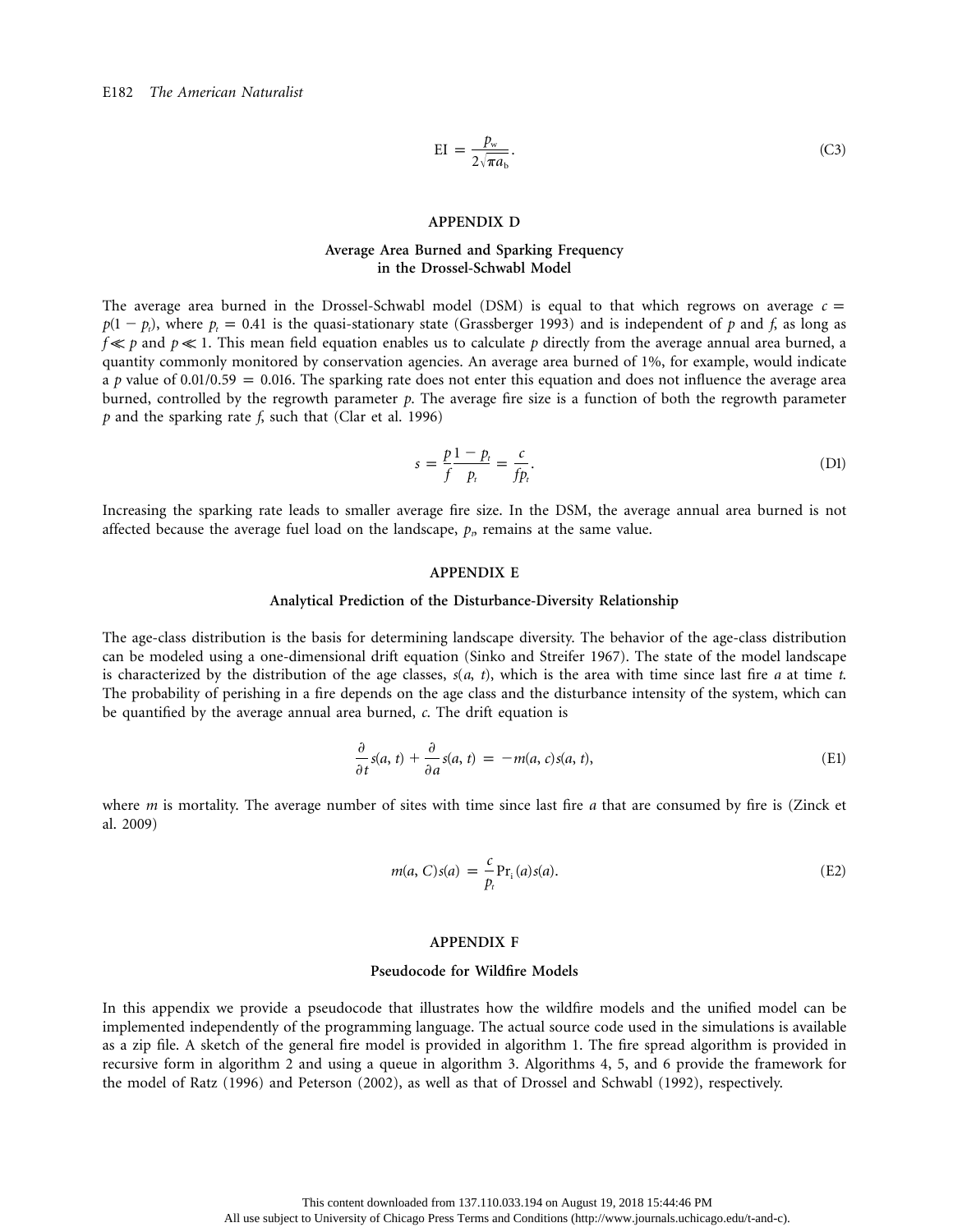$$\mathrm{EI} = \frac{p_w}{2\sqrt{\pi a_b}}. \tag{C3}$$

## APPENDIX D

### Average Area Burned and Sparking Frequency in the Drossel-Schwabl Model

The average area burned in the Drossel-Schwabl model (DSM) is equal to that which regrows on average $c = p(1 - p_t)$, where $p_t = 0.41$ is the quasi-stationary state (Grassberger 1993) and is independent of $p$ and $f$, as long as $f \ll p$ and $p \ll 1$. This mean field equation enables us to calculate $p$ directly from the average annual area burned, a quantity commonly monitored by conservation agencies. An average area burned of 1%, for example, would indicate a $p$ value of $0.01/0.59 = 0.016$. The sparking rate does not enter this equation and does not influence the average area burned, controlled by the regrowth parameter $p$. The average fire size is a function of both the regrowth parameter $p$ and the sparking rate $f$, such that (Clar et al. 1996)

$$s = \frac{p}{f}\frac{1 - p_t}{p_t} = \frac{c}{fp_t}. \tag{D1}$$

Increasing the sparking rate leads to smaller average fire size. In the DSM, the average annual area burned is not affected because the average fuel load on the landscape, $p_t$, remains at the same value.

## APPENDIX E

### Analytical Prediction of the Disturbance-Diversity Relationship

The age-class distribution is the basis for determining landscape diversity. The behavior of the age-class distribution can be modeled using a one-dimensional drift equation (Sinko and Streifer 1967). The state of the model landscape is characterized by the distribution of the age classes, $s(a, t)$, which is the area with time since last fire $a$ at time $t$. The probability of perishing in a fire depends on the age class and the disturbance intensity of the system, which can be quantified by the average annual area burned, $c$. The drift equation is

$$\frac{\partial}{\partial t}s(a, t) + \frac{\partial}{\partial a}s(a, t) = -m(a, c)s(a, t), \tag{E1}$$

where $m$ is mortality. The average number of sites with time since last fire $a$ that are consumed by fire is (Zinck et al. 2009)

$$m(a, C)s(a) = \frac{c}{p_t}\mathrm{Pr}_i(a)s(a). \tag{E2}$$

## APPENDIX F

### Pseudocode for Wildfire Models

In this appendix we provide a pseudocode that illustrates how the wildfire models and the unified model can be implemented independently of the programming language. The actual source code used in the simulations is available as a zip file. A sketch of the general fire model is provided in algorithm 1. The fire spread algorithm is provided in recursive form in algorithm 2 and using a queue in algorithm 3. Algorithms 4, 5, and 6 provide the framework for the model of Ratz (1996) and Peterson (2002), as well as that of Drossel and Schwabl (1992), respectively.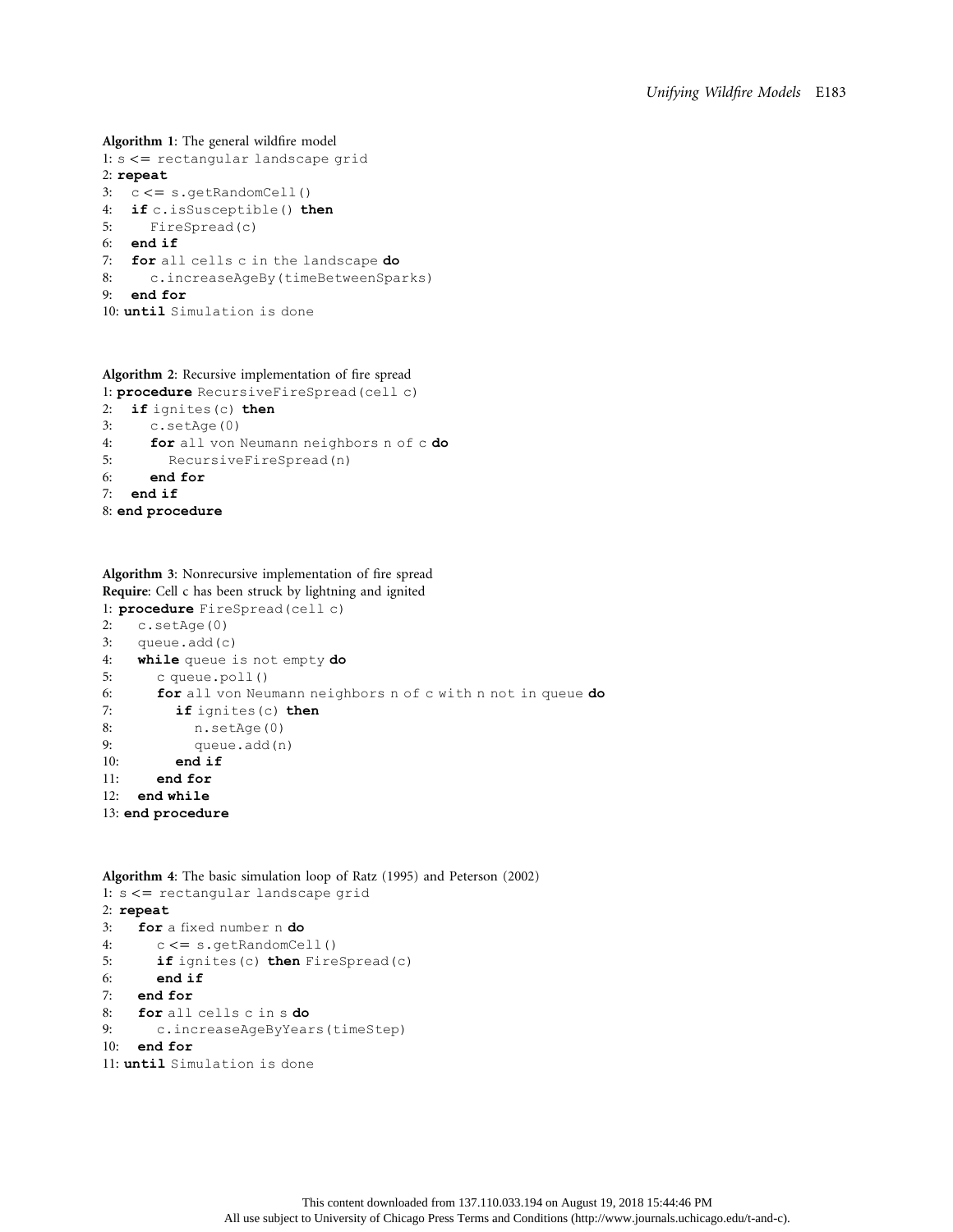**Algorithm 1**: The general wildfire model

```
1: s <= rectangular landscape grid
2: repeat
3:   c <= s.getRandomCell()
4:   if c.isSusceptible() then
5:     FireSpread(c)
6:   end if
7:   for all cells c in the landscape do
8:     c.increaseAgeBy(timeBetweenSparks)
9:   end for
10: until Simulation is done
```

**Algorithm 2**: Recursive implementation of fire spread

```
1: procedure RecursiveFireSpread(cell c)
2:   if ignites(c) then
3:     c.setAge(0)
4:     for all von Neumann neighbors n of c do
5:       RecursiveFireSpread(n)
6:     end for
7:   end if
8: end procedure
```

**Algorithm 3**: Nonrecursive implementation of fire spread
**Require**: Cell c has been struck by lightning and ignited

```
1: procedure FireSpread(cell c)
2:   c.setAge(0)
3:   queue.add(c)
4:   while queue is not empty do
5:     c queue.poll()
6:     for all von Neumann neighbors n of c with n not in queue do
7:       if ignites(c) then
8:         n.setAge(0)
9:         queue.add(n)
10:      end if
11:    end for
12:  end while
13: end procedure
```

**Algorithm 4**: The basic simulation loop of Ratz (1995) and Peterson (2002)

```
1: s <= rectangular landscape grid
2: repeat
3:   for a fixed number n do
4:     c <= s.getRandomCell()
5:     if ignites(c) then FireSpread(c)
6:     end if
7:   end for
8:   for all cells c in s do
9:     c.increaseAgeByYears(timeStep)
10:  end for
11: until Simulation is done
```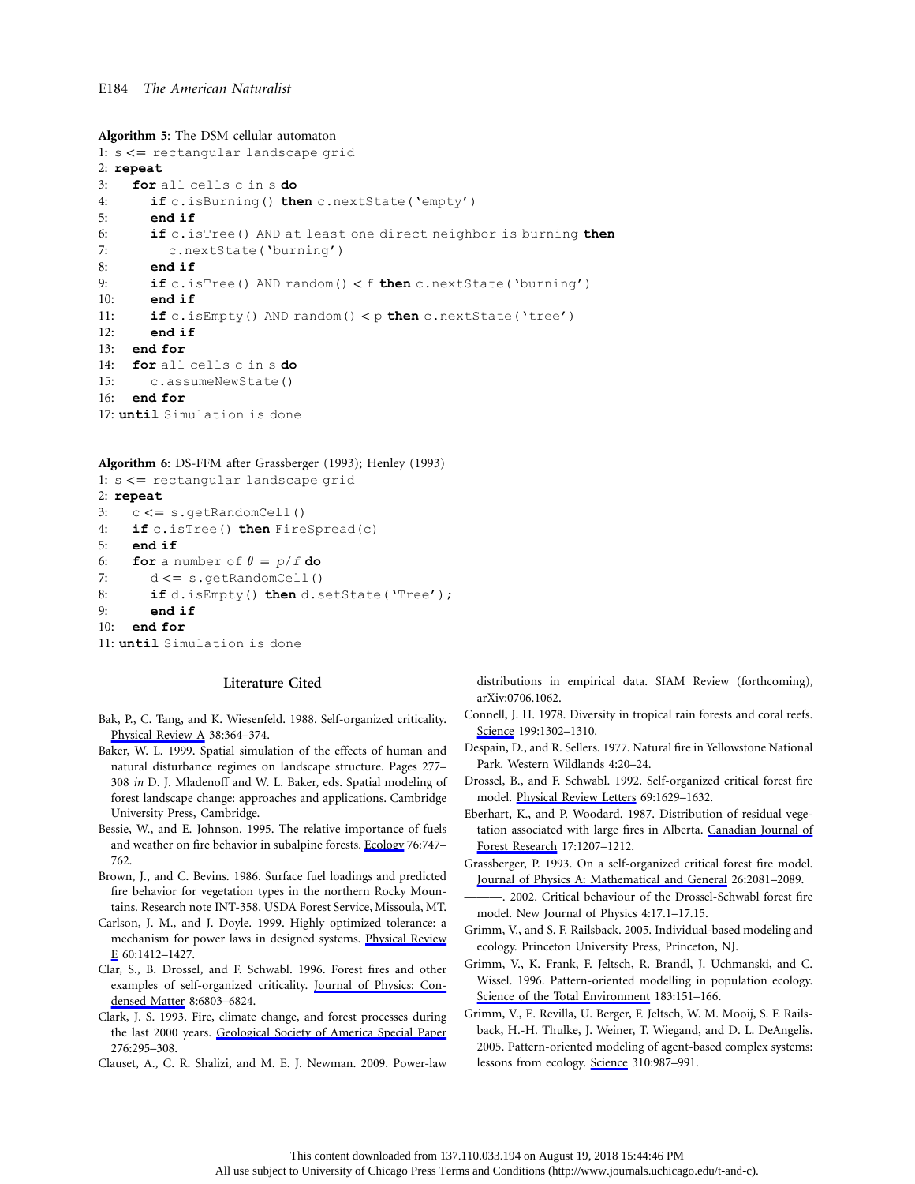**Algorithm 5**: The DSM cellular automaton

```
1: s <= rectangular landscape grid
2: repeat
3:    for all cells c in s do
4:       if c.isBurning() then c.nextState('empty')
5:       end if
6:       if c.isTree() AND at least one direct neighbor is burning then
7:          c.nextState('burning')
8:       end if
9:       if c.isTree() AND random() < f then c.nextState('burning')
10:      end if
11:      if c.isEmpty() AND random() < p then c.nextState('tree')
12:      end if
13:   end for
14:   for all cells c in s do
15:      c.assumeNewState()
16:   end for
17: until Simulation is done
```

**Algorithm 6**: DS-FFM after Grassberger (1993); Henley (1993)

```
1: s <= rectangular landscape grid
2: repeat
3:    c <= s.getRandomCell()
4:    if c.isTree() then FireSpread(c)
5:    end if
6:    for a number of θ = p/f do
7:       d <= s.getRandomCell()
8:       if d.isEmpty() then d.setState('Tree');
9:       end if
10:   end for
11: until Simulation is done
```

## Literature Cited

Bak, P., C. Tang, and K. Wiesenfeld. 1988. Self-organized criticality. Physical Review A 38:364–374.

Baker, W. L. 1999. Spatial simulation of the effects of human and natural disturbance regimes on landscape structure. Pages 277–308 *in* D. J. Mladenoff and W. L. Baker, eds. Spatial modeling of forest landscape change: approaches and applications. Cambridge University Press, Cambridge.

Bessie, W., and E. Johnson. 1995. The relative importance of fuels and weather on fire behavior in subalpine forests. Ecology 76:747–762.

Brown, J., and C. Bevins. 1986. Surface fuel loadings and predicted fire behavior for vegetation types in the northern Rocky Mountains. Research note INT-358. USDA Forest Service, Missoula, MT.

Carlson, J. M., and J. Doyle. 1999. Highly optimized tolerance: a mechanism for power laws in designed systems. Physical Review E 60:1412–1427.

Clar, S., B. Drossel, and F. Schwabl. 1996. Forest fires and other examples of self-organized criticality. Journal of Physics: Condensed Matter 8:6803–6824.

Clark, J. S. 1993. Fire, climate change, and forest processes during the last 2000 years. Geological Society of America Special Paper 276:295–308.

Clauset, A., C. R. Shalizi, and M. E. J. Newman. 2009. Power-law distributions in empirical data. SIAM Review (forthcoming), arXiv:0706.1062.

Connell, J. H. 1978. Diversity in tropical rain forests and coral reefs. Science 199:1302–1310.

Despain, D., and R. Sellers. 1977. Natural fire in Yellowstone National Park. Western Wildlands 4:20–24.

Drossel, B., and F. Schwabl. 1992. Self-organized critical forest fire model. Physical Review Letters 69:1629–1632.

Eberhart, K., and P. Woodard. 1987. Distribution of residual vegetation associated with large fires in Alberta. Canadian Journal of Forest Research 17:1207–1212.

Grassberger, P. 1993. On a self-organized critical forest fire model. Journal of Physics A: Mathematical and General 26:2081–2089.

———. 2002. Critical behaviour of the Drossel-Schwabl forest fire model. New Journal of Physics 4:17.1–17.15.

Grimm, V., and S. F. Railsback. 2005. Individual-based modeling and ecology. Princeton University Press, Princeton, NJ.

Grimm, V., K. Frank, F. Jeltsch, R. Brandl, J. Uchmanski, and C. Wissel. 1996. Pattern-oriented modelling in population ecology. Science of the Total Environment 183:151–166.

Grimm, V., E. Revilla, U. Berger, F. Jeltsch, W. M. Mooij, S. F. Railsback, H.-H. Thulke, J. Weiner, T. Wiegand, and D. L. DeAngelis. 2005. Pattern-oriented modeling of agent-based complex systems: lessons from ecology. Science 310:987–991.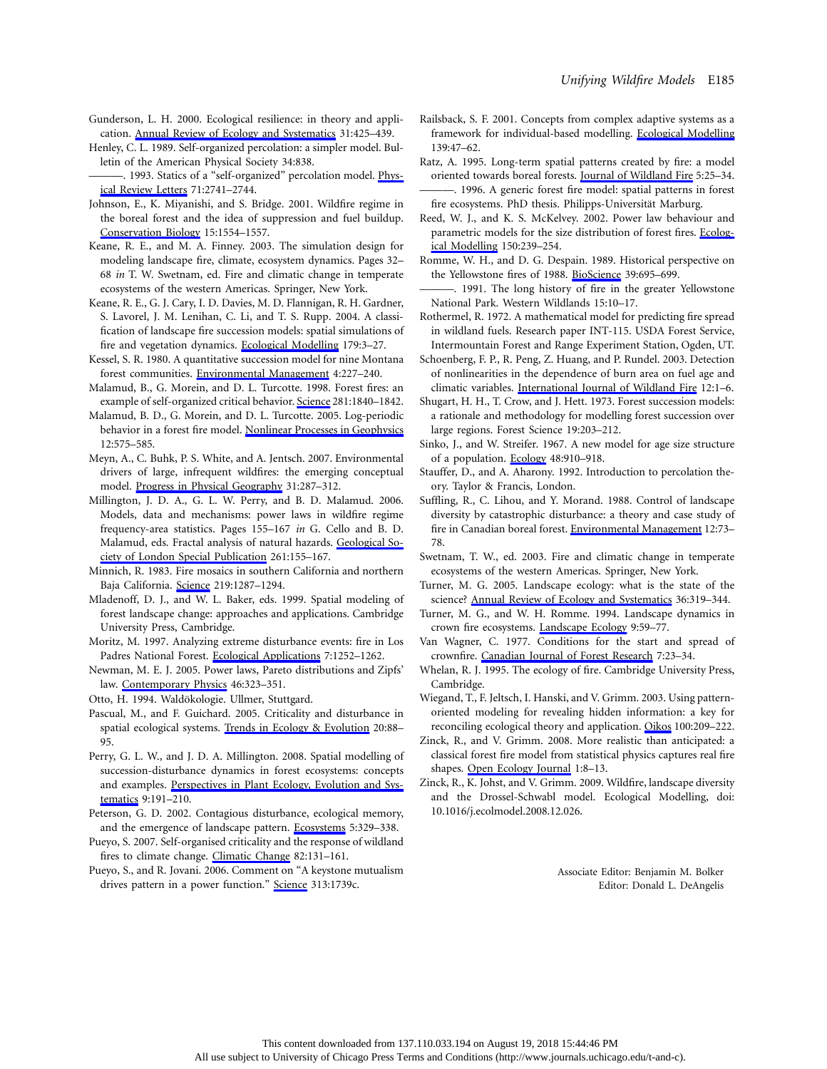Gunderson, L. H. 2000. Ecological resilience: in theory and application. Annual Review of Ecology and Systematics 31:425–439.

Henley, C. L. 1989. Self-organized percolation: a simpler model. Bulletin of the American Physical Society 34:838.

———. 1993. Statics of a "self-organized" percolation model. Physical Review Letters 71:2741–2744.

Johnson, E., K. Miyanishi, and S. Bridge. 2001. Wildfire regime in the boreal forest and the idea of suppression and fuel buildup. Conservation Biology 15:1554–1557.

Keane, R. E., and M. A. Finney. 2003. The simulation design for modeling landscape fire, climate, ecosystem dynamics. Pages 32–68 *in* T. W. Swetnam, ed. Fire and climatic change in temperate ecosystems of the western Americas. Springer, New York.

Keane, R. E., G. J. Cary, I. D. Davies, M. D. Flannigan, R. H. Gardner, S. Lavorel, J. M. Lenihan, C. Li, and T. S. Rupp. 2004. A classification of landscape fire succession models: spatial simulations of fire and vegetation dynamics. Ecological Modelling 179:3–27.

Kessel, S. R. 1980. A quantitative succession model for nine Montana forest communities. Environmental Management 4:227–240.

Malamud, B., G. Morein, and D. L. Turcotte. 1998. Forest fires: an example of self-organized critical behavior. Science 281:1840–1842.

Malamud, B. D., G. Morein, and D. L. Turcotte. 2005. Log-periodic behavior in a forest fire model. Nonlinear Processes in Geophysics 12:575–585.

Meyn, A., C. Buhk, P. S. White, and A. Jentsch. 2007. Environmental drivers of large, infrequent wildfires: the emerging conceptual model. Progress in Physical Geography 31:287–312.

Millington, J. D. A., G. L. W. Perry, and B. D. Malamud. 2006. Models, data and mechanisms: power laws in wildfire regime frequency-area statistics. Pages 155–167 *in* G. Cello and B. D. Malamud, eds. Fractal analysis of natural hazards. Geological Society of London Special Publication 261:155–167.

Minnich, R. 1983. Fire mosaics in southern California and northern Baja California. Science 219:1287–1294.

Mladenoff, D. J., and W. L. Baker, eds. 1999. Spatial modeling of forest landscape change: approaches and applications. Cambridge University Press, Cambridge.

Moritz, M. 1997. Analyzing extreme disturbance events: fire in Los Padres National Forest. Ecological Applications 7:1252–1262.

Newman, M. E. J. 2005. Power laws, Pareto distributions and Zipfs' law. Contemporary Physics 46:323–351.

Otto, H. 1994. Waldökologie. Ullmer, Stuttgard.

Pascual, M., and F. Guichard. 2005. Criticality and disturbance in spatial ecological systems. Trends in Ecology & Evolution 20:88–95.

Perry, G. L. W., and J. D. A. Millington. 2008. Spatial modelling of succession-disturbance dynamics in forest ecosystems: concepts and examples. Perspectives in Plant Ecology, Evolution and Systematics 9:191–210.

Peterson, G. D. 2002. Contagious disturbance, ecological memory, and the emergence of landscape pattern. Ecosystems 5:329–338.

Pueyo, S. 2007. Self-organised criticality and the response of wildland fires to climate change. Climatic Change 82:131–161.

Pueyo, S., and R. Jovani. 2006. Comment on "A keystone mutualism drives pattern in a power function." Science 313:1739c.

Railsback, S. F. 2001. Concepts from complex adaptive systems as a framework for individual-based modelling. Ecological Modelling 139:47–62.

Ratz, A. 1995. Long-term spatial patterns created by fire: a model oriented towards boreal forests. Journal of Wildland Fire 5:25–34.

———. 1996. A generic forest fire model: spatial patterns in forest fire ecosystems. PhD thesis. Philipps-Universität Marburg.

Reed, W. J., and K. S. McKelvey. 2002. Power law behaviour and parametric models for the size distribution of forest fires. Ecological Modelling 150:239–254.

Romme, W. H., and D. G. Despain. 1989. Historical perspective on the Yellowstone fires of 1988. BioScience 39:695–699.

———. 1991. The long history of fire in the greater Yellowstone National Park. Western Wildlands 15:10–17.

Rothermel, R. 1972. A mathematical model for predicting fire spread in wildland fuels. Research paper INT-115. USDA Forest Service, Intermountain Forest and Range Experiment Station, Ogden, UT.

Schoenberg, F. P., R. Peng, Z. Huang, and P. Rundel. 2003. Detection of nonlinearities in the dependence of burn area on fuel age and climatic variables. International Journal of Wildland Fire 12:1–6.

Shugart, H. H., T. Crow, and J. Hett. 1973. Forest succession models: a rationale and methodology for modelling forest succession over large regions. Forest Science 19:203–212.

Sinko, J., and W. Streifer. 1967. A new model for age size structure of a population. Ecology 48:910–918.

Stauffer, D., and A. Aharony. 1992. Introduction to percolation theory. Taylor & Francis, London.

Suffling, R., C. Lihou, and Y. Morand. 1988. Control of landscape diversity by catastrophic disturbance: a theory and case study of fire in Canadian boreal forest. Environmental Management 12:73–78.

Swetnam, T. W., ed. 2003. Fire and climatic change in temperate ecosystems of the western Americas. Springer, New York.

Turner, M. G. 2005. Landscape ecology: what is the state of the science? Annual Review of Ecology and Systematics 36:319–344.

Turner, M. G., and W. H. Romme. 1994. Landscape dynamics in crown fire ecosystems. Landscape Ecology 9:59–77.

Van Wagner, C. 1977. Conditions for the start and spread of crownfire. Canadian Journal of Forest Research 7:23–34.

Whelan, R. J. 1995. The ecology of fire. Cambridge University Press, Cambridge.

Wiegand, T., F. Jeltsch, I. Hanski, and V. Grimm. 2003. Using pattern-oriented modeling for revealing hidden information: a key for reconciling ecological theory and application. Oikos 100:209–222.

Zinck, R., and V. Grimm. 2008. More realistic than anticipated: a classical forest fire model from statistical physics captures real fire shapes. Open Ecology Journal 1:8–13.

Zinck, R., K. Johst, and V. Grimm. 2009. Wildfire, landscape diversity and the Drossel-Schwabl model. Ecological Modelling, doi: 10.1016/j.ecolmodel.2008.12.026.

Associate Editor: Benjamin M. Bolker
Editor: Donald L. DeAngelis